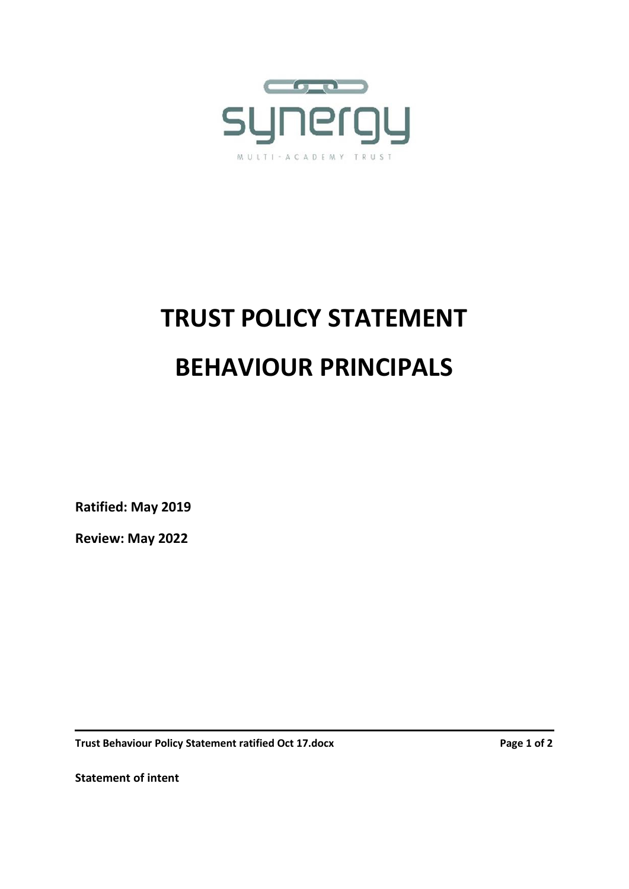synergy

MULTI-ACADEMY TRUST

# TRUST POLICY STATEMENT

# BEHAVIOUR PRINCIPALS

**Ratified: May 2019**

**Review: May 2022**

**Statement of intent**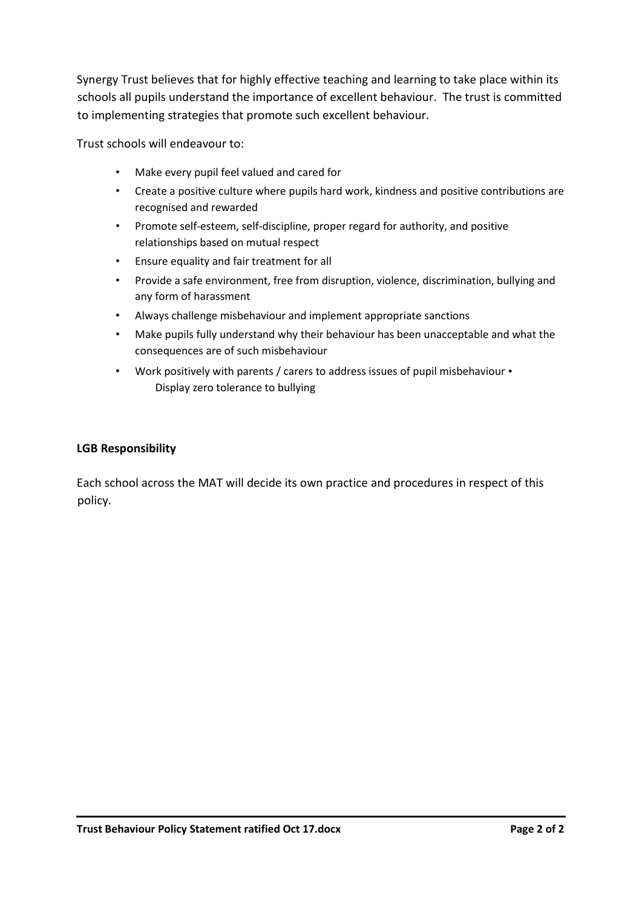Synergy Trust believes that for highly effective teaching and learning to take place within its schools all pupils understand the importance of excellent behaviour. The trust is committed to implementing strategies that promote such excellent behaviour.

Trust schools will endeavour to:

- Make every pupil feel valued and cared for
- Create a positive culture where pupils hard work, kindness and positive contributions are recognised and rewarded
- Promote self-esteem, self-discipline, proper regard for authority, and positive relationships based on mutual respect
- Ensure equality and fair treatment for all
- Provide a safe environment, free from disruption, violence, discrimination, bullying and any form of harassment
- Always challenge misbehaviour and implement appropriate sanctions
- Make pupils fully understand why their behaviour has been unacceptable and what the consequences are of such misbehaviour
- Work positively with parents / carers to address issues of pupil misbehaviour
- Display zero tolerance to bullying

**LGB Responsibility**

Each school across the MAT will decide its own practice and procedures in respect of this policy.